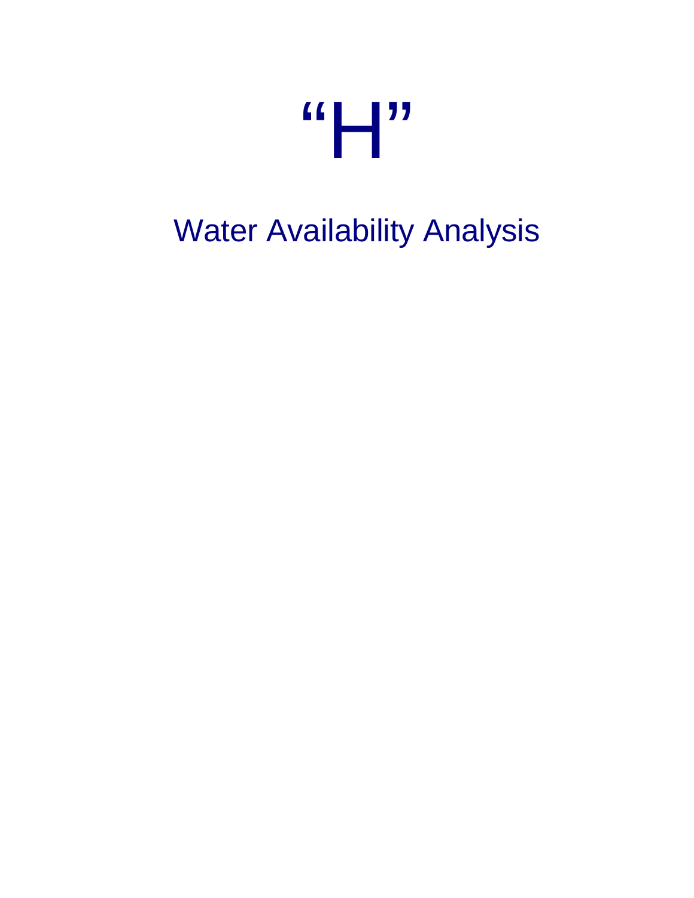# “H”

## Water Availability Analysis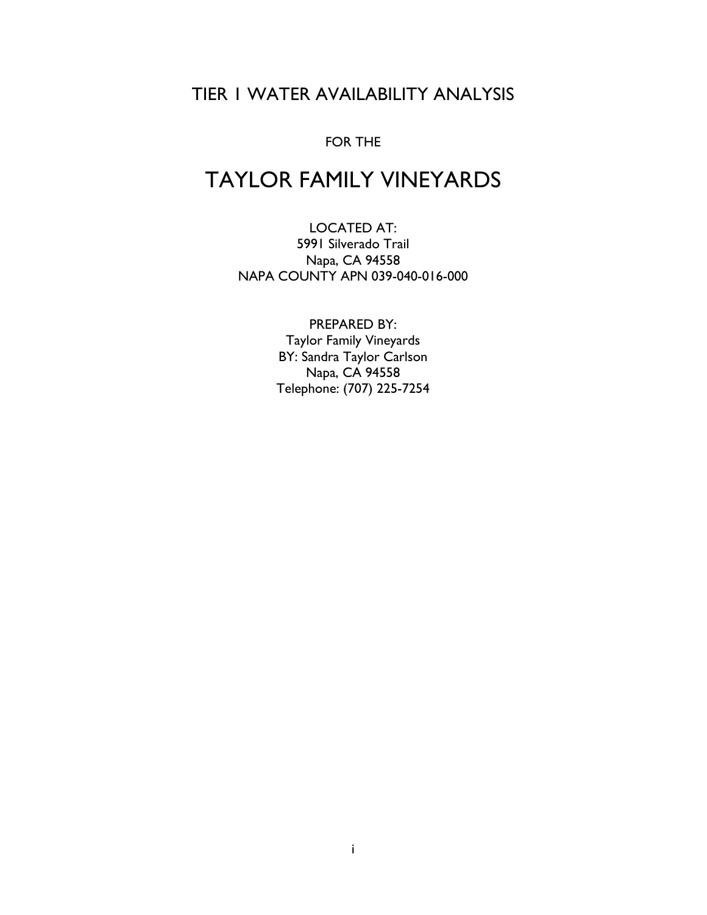# TIER 1 WATER AVAILABILITY ANALYSIS

FOR THE

# TAYLOR FAMILY VINEYARDS

LOCATED AT:
5991 Silverado Trail
Napa, CA 94558
NAPA COUNTY APN 039-040-016-000

PREPARED BY:
Taylor Family Vineyards
BY: Sandra Taylor Carlson
Napa, CA 94558
Telephone: (707) 225-7254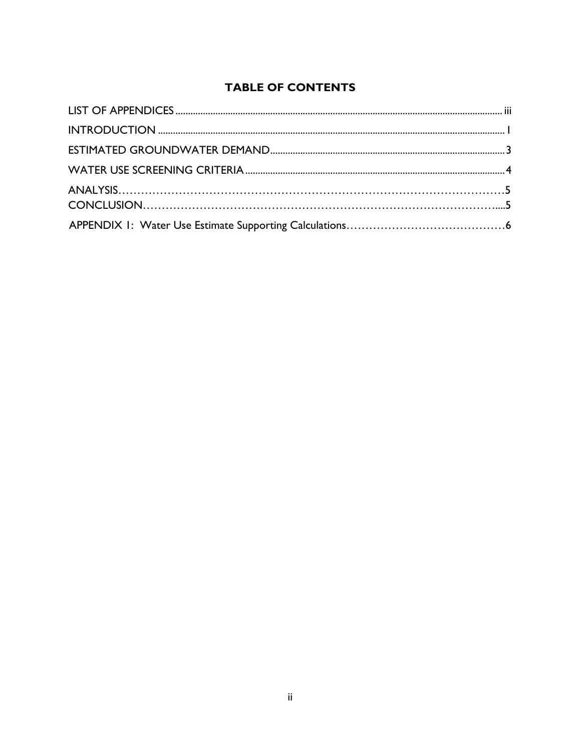# TABLE OF CONTENTS

LIST OF APPENDICES ........................................................................................................ iii

INTRODUCTION ........................................................................................................ 1

ESTIMATED GROUNDWATER DEMAND........................................................................ 3

WATER USE SCREENING CRITERIA............................................................................ 4

ANALYSIS........................................................................................................ 5

CONCLUSION........................................................................................................ 5

APPENDIX 1: Water Use Estimate Supporting Calculations........................................ 6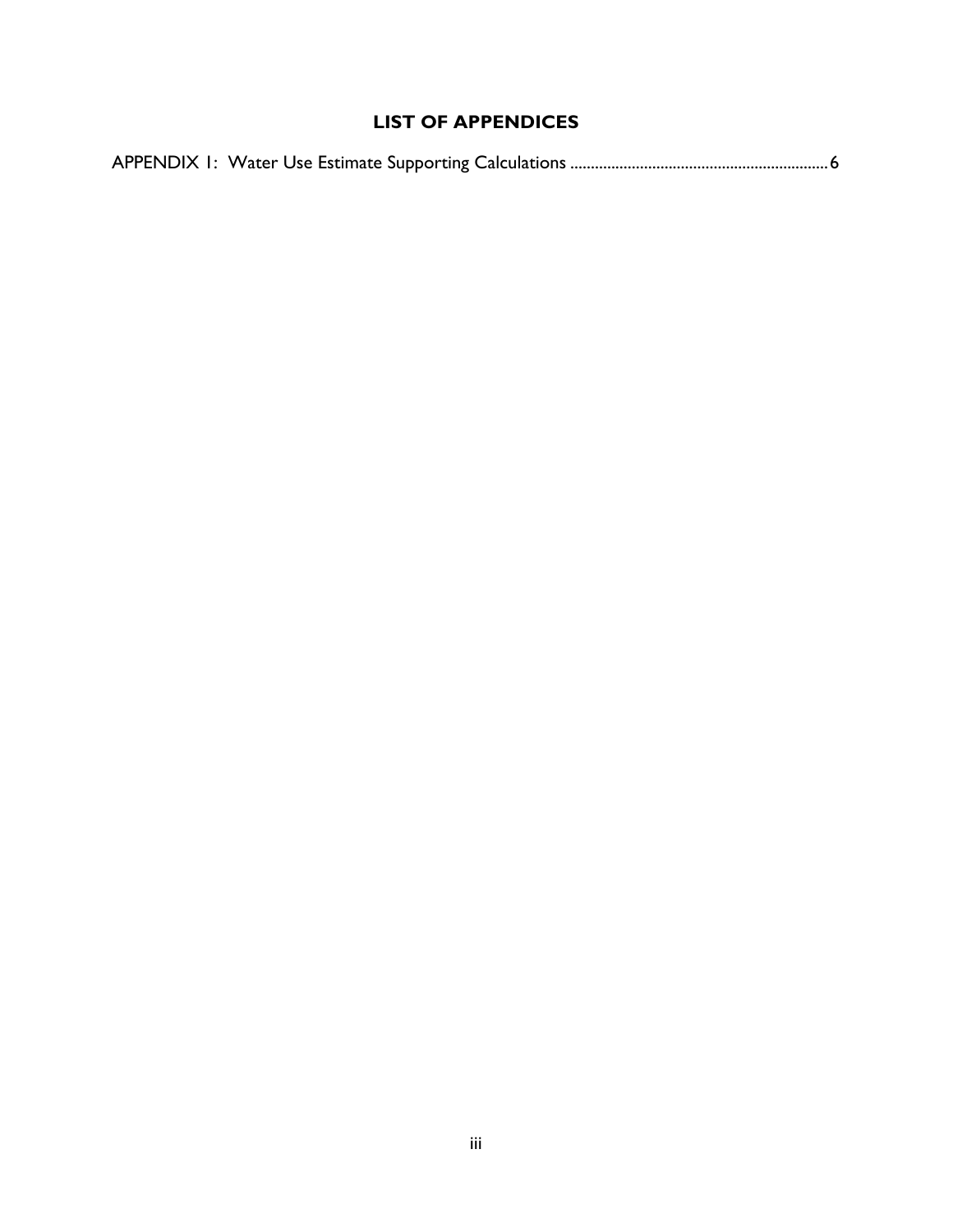## LIST OF APPENDICES

APPENDIX 1: Water Use Estimate Supporting Calculations ............................................................... 6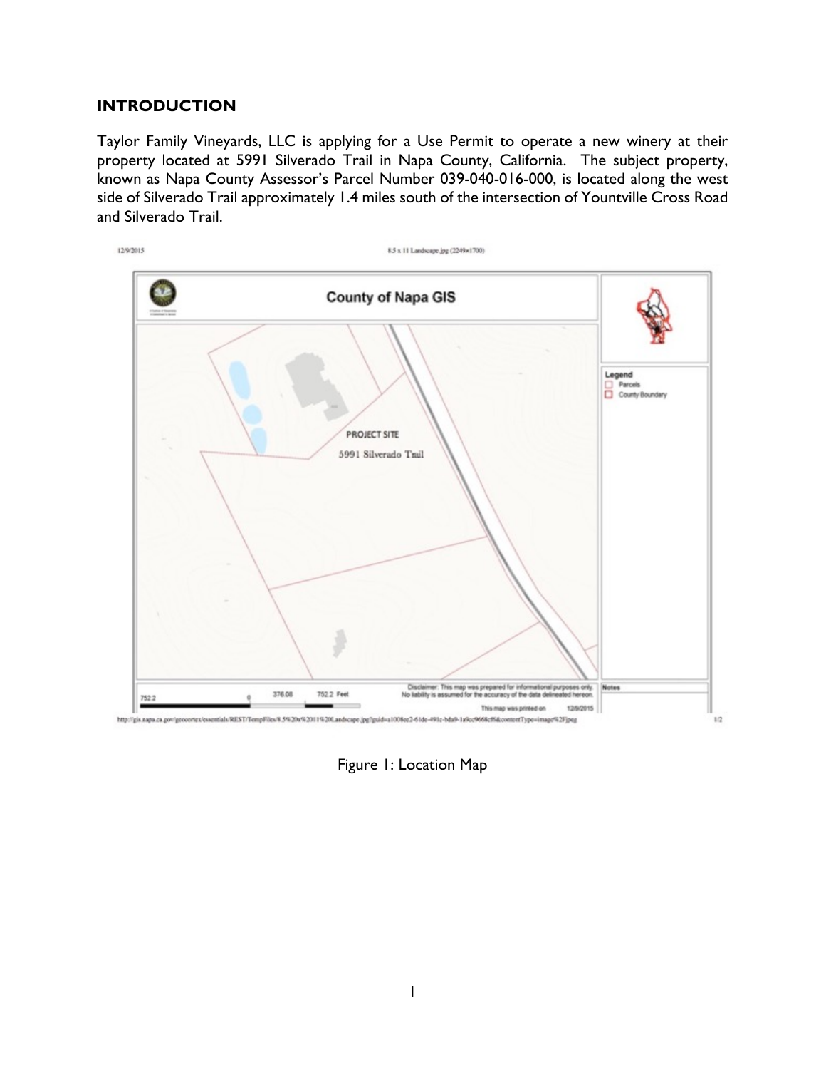## INTRODUCTION

Taylor Family Vineyards, LLC is applying for a Use Permit to operate a new winery at their property located at 5991 Silverado Trail in Napa County, California. The subject property, known as Napa County Assessor's Parcel Number 039-040-016-000, is located along the west side of Silverado Trail approximately 1.4 miles south of the intersection of Yountville Cross Road and Silverado Trail.

Figure 1: Location Map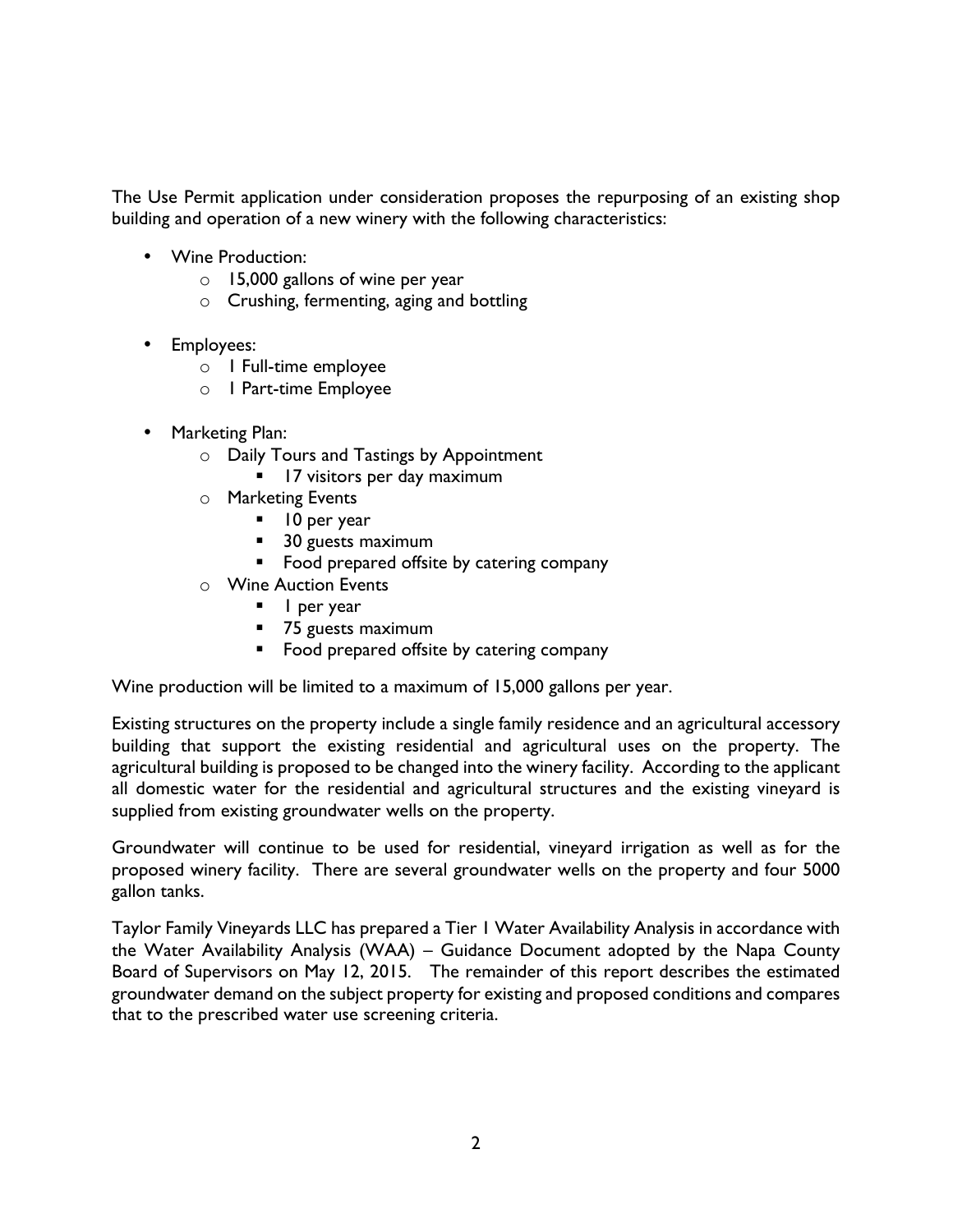The Use Permit application under consideration proposes the repurposing of an existing shop building and operation of a new winery with the following characteristics:

- Wine Production:
  - 15,000 gallons of wine per year
  - Crushing, fermenting, aging and bottling
- Employees:
  - 1 Full-time employee
  - 1 Part-time Employee
- Marketing Plan:
  - Daily Tours and Tastings by Appointment
    - 17 visitors per day maximum
  - Marketing Events
    - 10 per year
    - 30 guests maximum
    - Food prepared offsite by catering company
  - Wine Auction Events
    - 1 per year
    - 75 guests maximum
    - Food prepared offsite by catering company

Wine production will be limited to a maximum of 15,000 gallons per year.

Existing structures on the property include a single family residence and an agricultural accessory building that support the existing residential and agricultural uses on the property. The agricultural building is proposed to be changed into the winery facility. According to the applicant all domestic water for the residential and agricultural structures and the existing vineyard is supplied from existing groundwater wells on the property.

Groundwater will continue to be used for residential, vineyard irrigation as well as for the proposed winery facility. There are several groundwater wells on the property and four 5000 gallon tanks.

Taylor Family Vineyards LLC has prepared a Tier 1 Water Availability Analysis in accordance with the Water Availability Analysis (WAA) – Guidance Document adopted by the Napa County Board of Supervisors on May 12, 2015. The remainder of this report describes the estimated groundwater demand on the subject property for existing and proposed conditions and compares that to the prescribed water use screening criteria.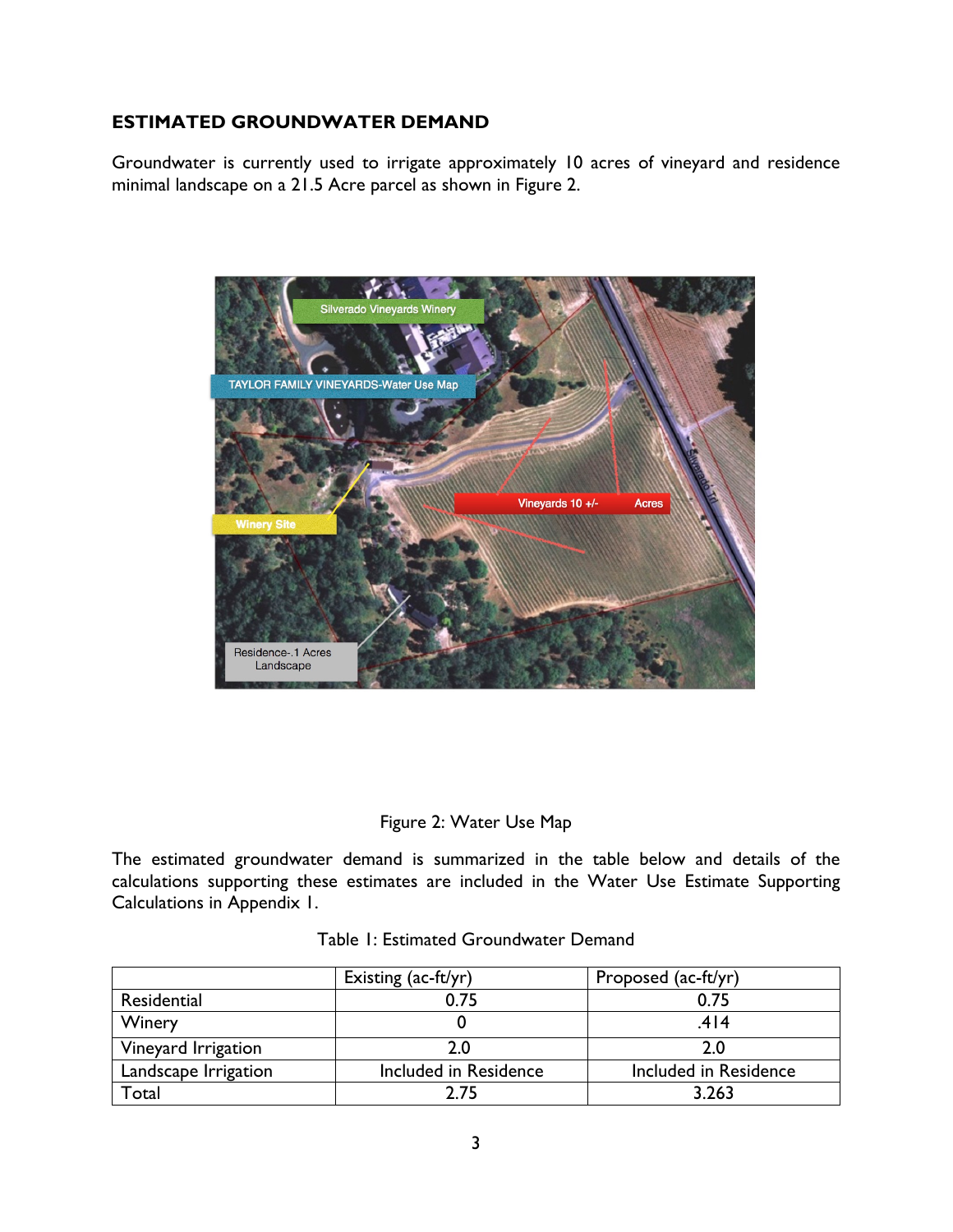## ESTIMATED GROUNDWATER DEMAND

Groundwater is currently used to irrigate approximately 10 acres of vineyard and residence minimal landscape on a 21.5 Acre parcel as shown in Figure 2.

Figure 2: Water Use Map

The estimated groundwater demand is summarized in the table below and details of the calculations supporting these estimates are included in the Water Use Estimate Supporting Calculations in Appendix I.

Table 1: Estimated Groundwater Demand

| | Existing (ac-ft/yr) | Proposed (ac-ft/yr) |
|---|---|---|
| Residential | 0.75 | 0.75 |
| Winery | 0 | .414 |
| Vineyard Irrigation | 2.0 | 2.0 |
| Landscape Irrigation | Included in Residence | Included in Residence |
| Total | 2.75 | 3.263 |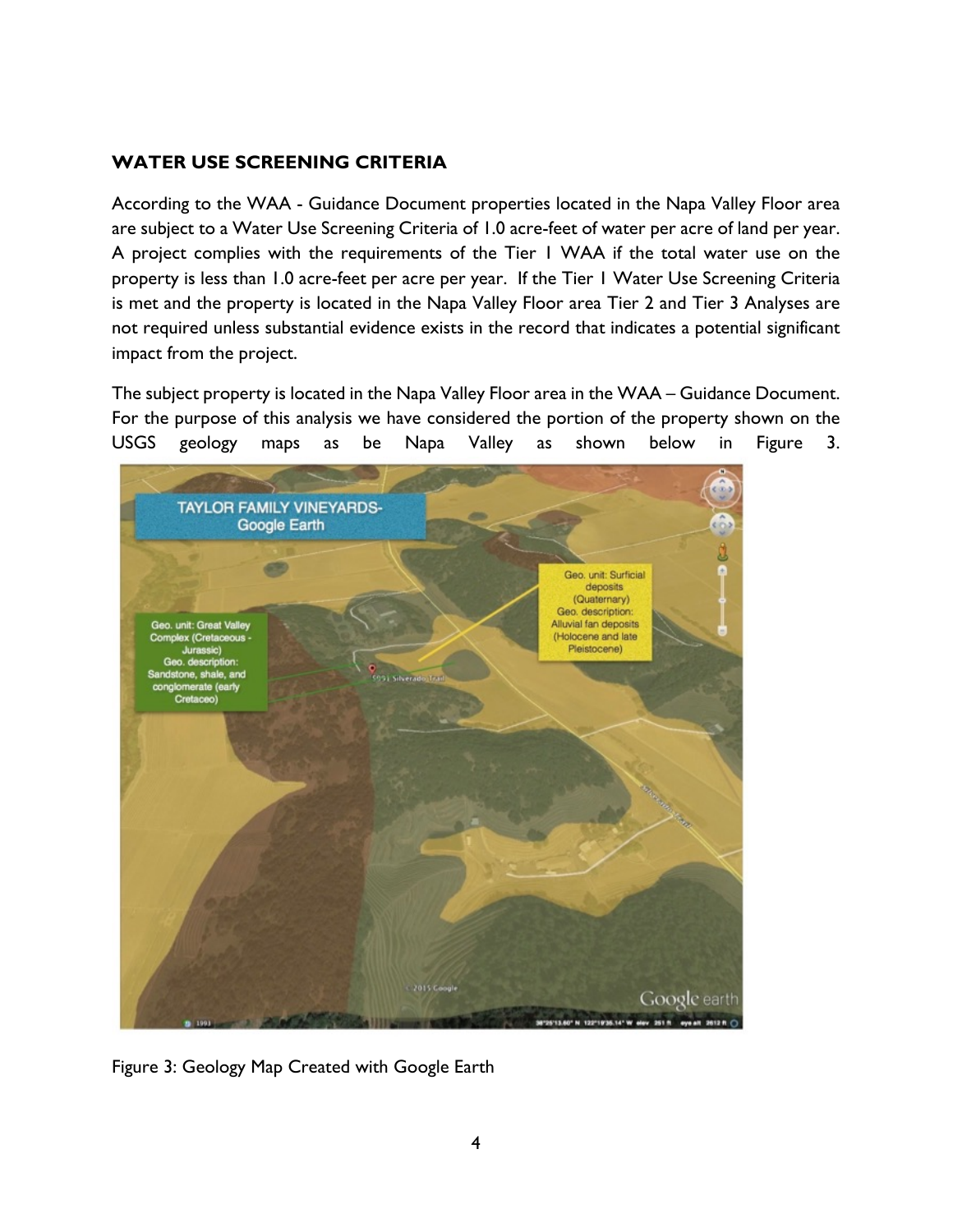## WATER USE SCREENING CRITERIA

According to the WAA - Guidance Document properties located in the Napa Valley Floor area are subject to a Water Use Screening Criteria of 1.0 acre-feet of water per acre of land per year. A project complies with the requirements of the Tier I WAA if the total water use on the property is less than 1.0 acre-feet per acre per year. If the Tier I Water Use Screening Criteria is met and the property is located in the Napa Valley Floor area Tier 2 and Tier 3 Analyses are not required unless substantial evidence exists in the record that indicates a potential significant impact from the project.

The subject property is located in the Napa Valley Floor area in the WAA – Guidance Document. For the purpose of this analysis we have considered the portion of the property shown on the USGS geology maps as be Napa Valley as shown below in Figure 3.

Figure 3: Geology Map Created with Google Earth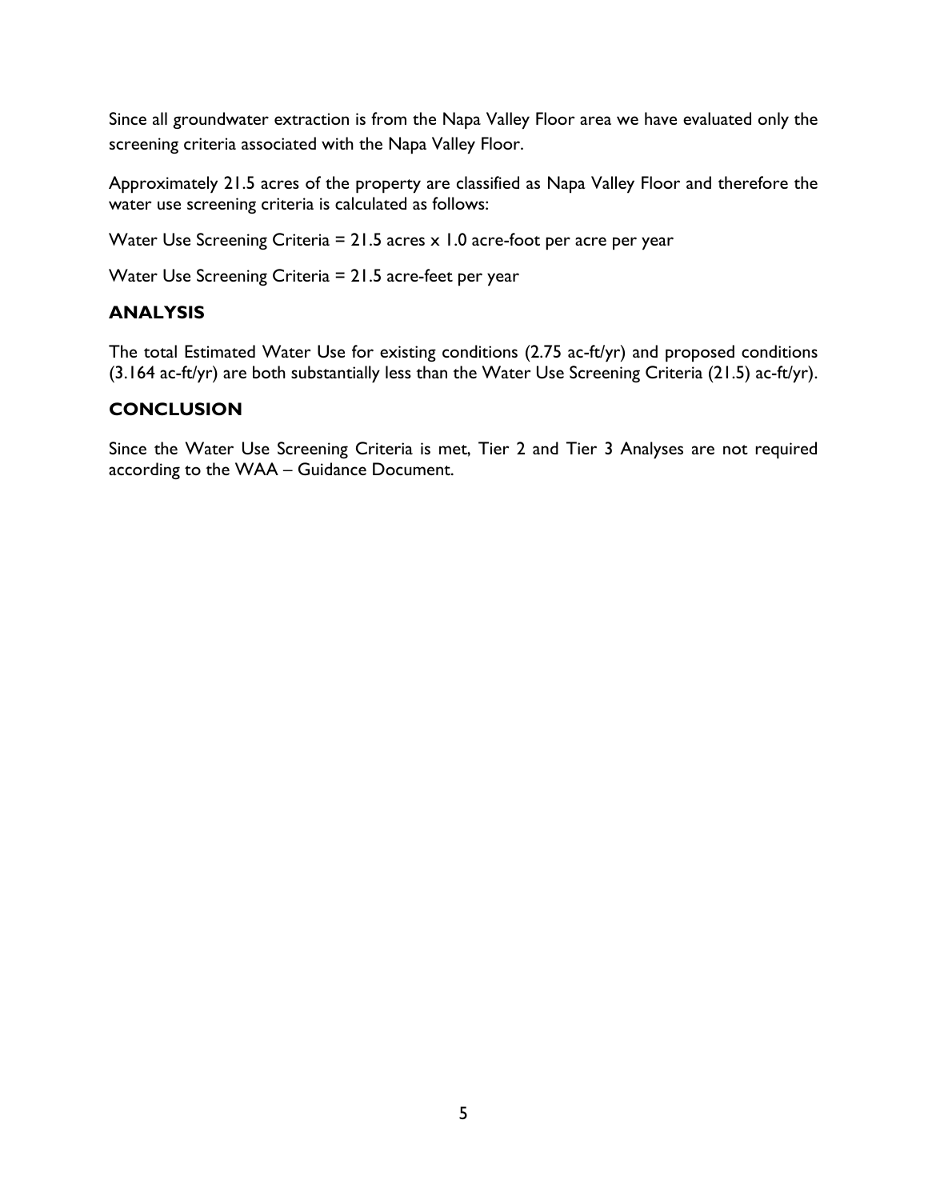Since all groundwater extraction is from the Napa Valley Floor area we have evaluated only the screening criteria associated with the Napa Valley Floor.

Approximately 21.5 acres of the property are classified as Napa Valley Floor and therefore the water use screening criteria is calculated as follows:

Water Use Screening Criteria = 21.5 acres x 1.0 acre-foot per acre per year

Water Use Screening Criteria = 21.5 acre-feet per year

## ANALYSIS

The total Estimated Water Use for existing conditions (2.75 ac-ft/yr) and proposed conditions (3.164 ac-ft/yr) are both substantially less than the Water Use Screening Criteria (21.5) ac-ft/yr).

## CONCLUSION

Since the Water Use Screening Criteria is met, Tier 2 and Tier 3 Analyses are not required according to the WAA – Guidance Document.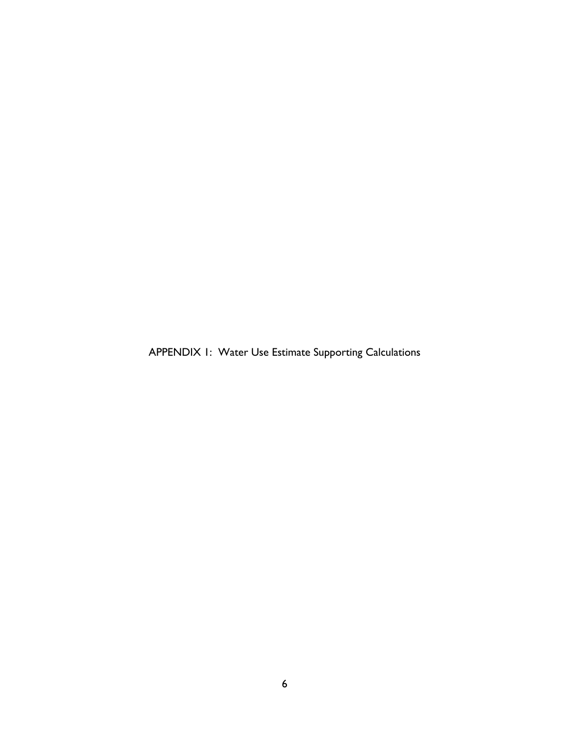# APPENDIX 1: Water Use Estimate Supporting Calculations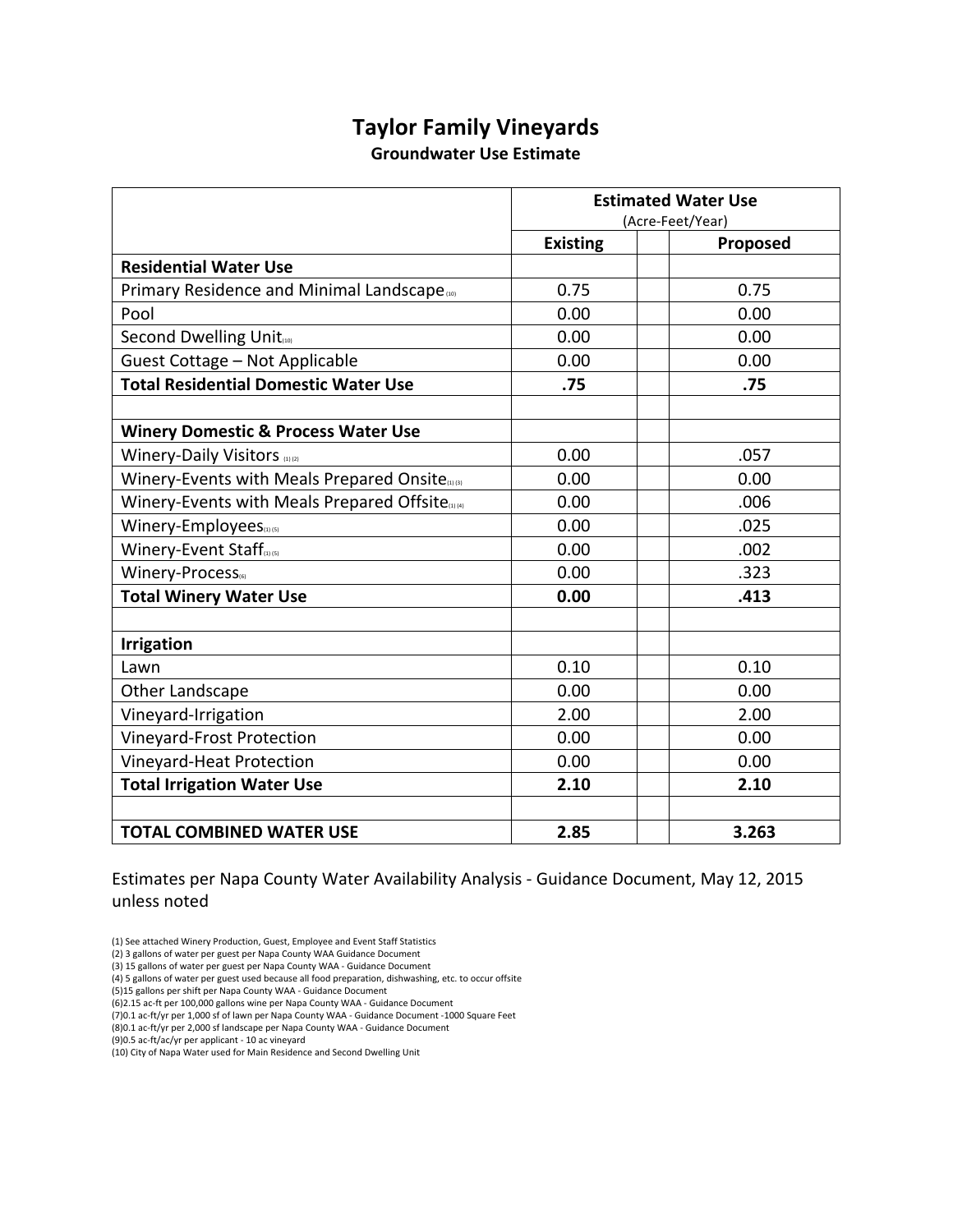# Taylor Family Vineyards

## Groundwater Use Estimate

| | Estimated Water Use (Acre-Feet/Year) | | |
|---|---|---|---|
| | **Existing** | | **Proposed** |
| **Residential Water Use** | | | |
| Primary Residence and Minimal Landscape (10) | 0.75 | | 0.75 |
| Pool | 0.00 | | 0.00 |
| Second Dwelling Unit (10) | 0.00 | | 0.00 |
| Guest Cottage – Not Applicable | 0.00 | | 0.00 |
| **Total Residential Domestic Water Use** | **.75** | | **.75** |
| | | | |
| **Winery Domestic & Process Water Use** | | | |
| Winery-Daily Visitors (1) (2) | 0.00 | | .057 |
| Winery-Events with Meals Prepared Onsite (1) (3) | 0.00 | | 0.00 |
| Winery-Events with Meals Prepared Offsite (1) (4) | 0.00 | | .006 |
| Winery-Employees (1) (5) | 0.00 | | .025 |
| Winery-Event Staff (1) (5) | 0.00 | | .002 |
| Winery-Process (6) | 0.00 | | .323 |
| **Total Winery Water Use** | **0.00** | | **.413** |
| | | | |
| **Irrigation** | | | |
| Lawn | 0.10 | | 0.10 |
| Other Landscape | 0.00 | | 0.00 |
| Vineyard-Irrigation | 2.00 | | 2.00 |
| Vineyard-Frost Protection | 0.00 | | 0.00 |
| Vineyard-Heat Protection | 0.00 | | 0.00 |
| **Total Irrigation Water Use** | **2.10** | | **2.10** |
| | | | |
| **TOTAL COMBINED WATER USE** | **2.85** | | **3.263** |

Estimates per Napa County Water Availability Analysis - Guidance Document, May 12, 2015 unless noted

(1) See attached Winery Production, Guest, Employee and Event Staff Statistics
(2) 3 gallons of water per guest per Napa County WAA Guidance Document
(3) 15 gallons of water per guest per Napa County WAA - Guidance Document
(4) 5 gallons of water per guest used because all food preparation, dishwashing, etc. to occur offsite
(5)15 gallons per shift per Napa County WAA - Guidance Document
(6)2.15 ac-ft per 100,000 gallons wine per Napa County WAA - Guidance Document
(7)0.1 ac-ft/yr per 1,000 sf of lawn per Napa County WAA - Guidance Document -1000 Square Feet
(8)0.1 ac-ft/yr per 2,000 sf landscape per Napa County WAA - Guidance Document
(9)0.5 ac-ft/ac/yr per applicant - 10 ac vineyard
(10) City of Napa Water used for Main Residence and Second Dwelling Unit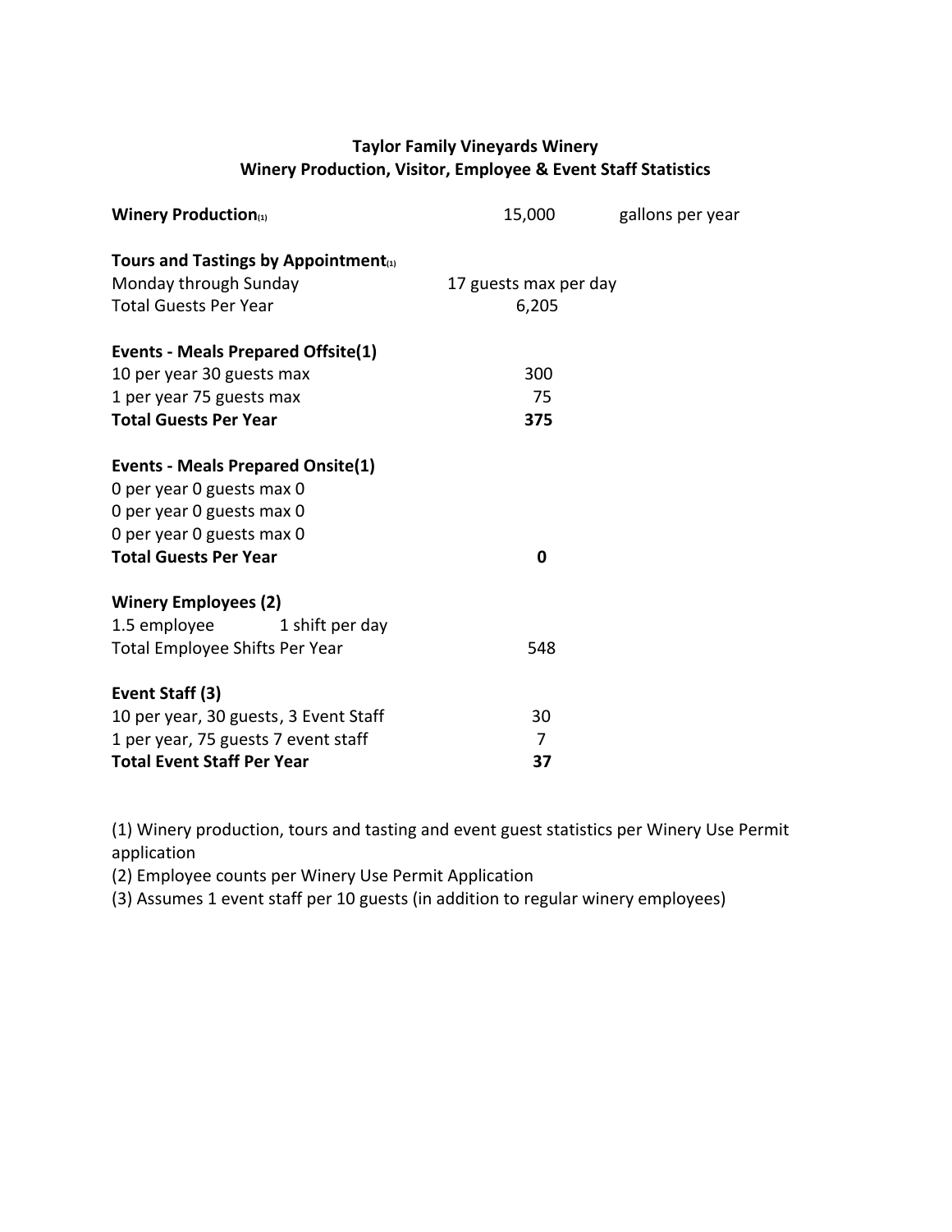**Taylor Family Vineyards Winery**
**Winery Production, Visitor, Employee & Event Staff Statistics**

| | | |
|---|---|---|
| **Winery Production**(1) | 15,000 | gallons per year |
| | | |
| **Tours and Tastings by Appointment**(1) | | |
| Monday through Sunday | 17 guests max per day | |
| Total Guests Per Year | 6,205 | |
| | | |
| **Events - Meals Prepared Offsite(1)** | | |
| 10 per year 30 guests max | 300 | |
| 1 per year 75 guests max | 75 | |
| **Total Guests Per Year** | **375** | |
| | | |
| **Events - Meals Prepared Onsite(1)** | | |
| 0 per year 0 guests max 0 | | |
| 0 per year 0 guests max 0 | | |
| 0 per year 0 guests max 0 | | |
| **Total Guests Per Year** | **0** | |
| | | |
| **Winery Employees (2)** | | |
| 1.5 employee 1 shift per day | | |
| Total Employee Shifts Per Year | 548 | |
| | | |
| **Event Staff (3)** | | |
| 10 per year, 30 guests, 3 Event Staff | 30 | |
| 1 per year, 75 guests 7 event staff | 7 | |
| **Total Event Staff Per Year** | **37** | |

(1) Winery production, tours and tasting and event guest statistics per Winery Use Permit application
(2) Employee counts per Winery Use Permit Application
(3) Assumes 1 event staff per 10 guests (in addition to regular winery employees)